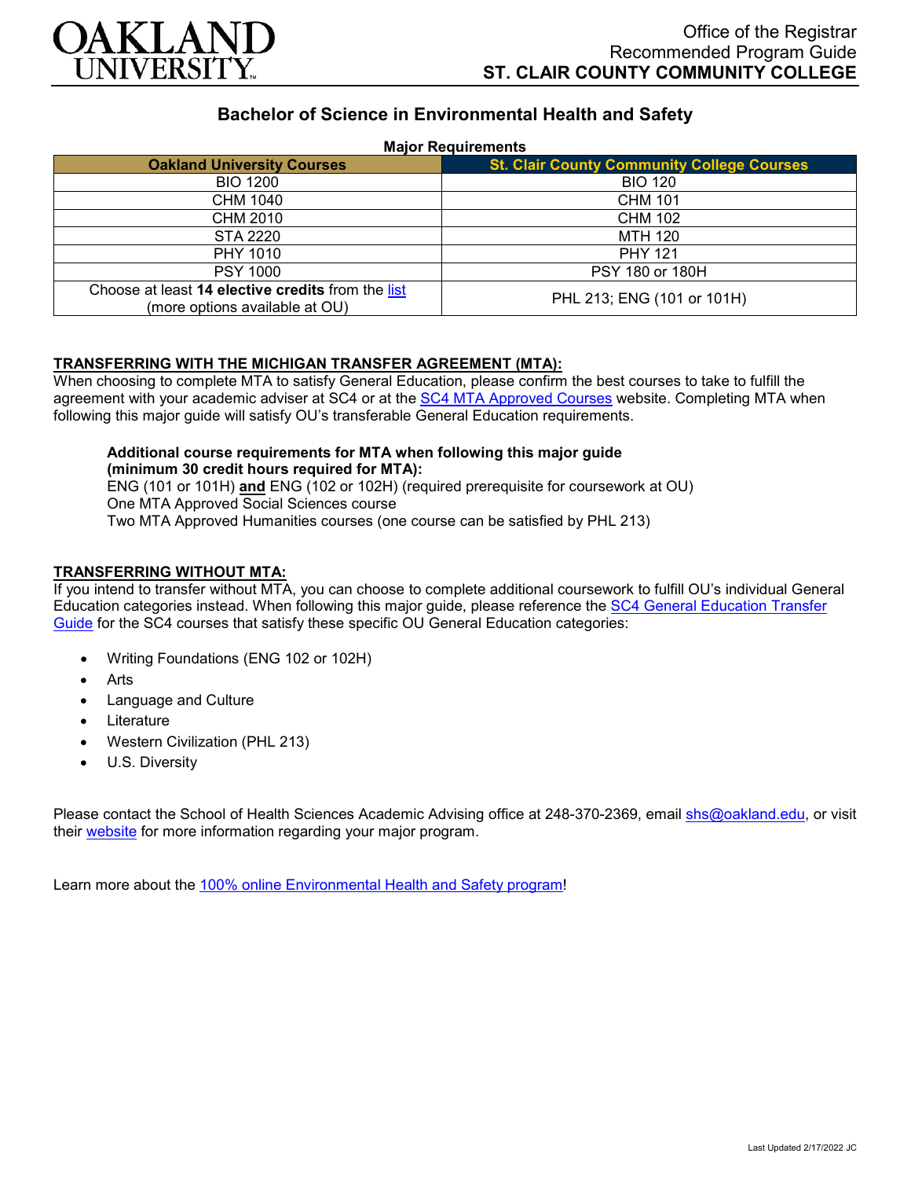Office of the Registrar
Recommended Program Guide
**ST. CLAIR COUNTY COMMUNITY COLLEGE**

# Bachelor of Science in Environmental Health and Safety

**Major Requirements**

| Oakland University Courses | St. Clair County Community College Courses |
|---|---|
| BIO 1200 | BIO 120 |
| CHM 1040 | CHM 101 |
| CHM 2010 | CHM 102 |
| STA 2220 | MTH 120 |
| PHY 1010 | PHY 121 |
| PSY 1000 | PSY 180 or 180H |
| Choose at least **14 elective credits** from the list (more options available at OU) | PHL 213; ENG (101 or 101H) |

## TRANSFERRING WITH THE MICHIGAN TRANSFER AGREEMENT (MTA):

When choosing to complete MTA to satisfy General Education, please confirm the best courses to take to fulfill the agreement with your academic adviser at SC4 or at the SC4 MTA Approved Courses website. Completing MTA when following this major guide will satisfy OU's transferable General Education requirements.

**Additional course requirements for MTA when following this major guide (minimum 30 credit hours required for MTA):**
ENG (101 or 101H) **and** ENG (102 or 102H) (required prerequisite for coursework at OU)
One MTA Approved Social Sciences course
Two MTA Approved Humanities courses (one course can be satisfied by PHL 213)

## TRANSFERRING WITHOUT MTA:

If you intend to transfer without MTA, you can choose to complete additional coursework to fulfill OU's individual General Education categories instead. When following this major guide, please reference the SC4 General Education Transfer Guide for the SC4 courses that satisfy these specific OU General Education categories:

- Writing Foundations (ENG 102 or 102H)
- Arts
- Language and Culture
- Literature
- Western Civilization (PHL 213)
- U.S. Diversity

Please contact the School of Health Sciences Academic Advising office at 248-370-2369, email shs@oakland.edu, or visit their website for more information regarding your major program.

Learn more about the 100% online Environmental Health and Safety program!

Last Updated 2/17/2022 JC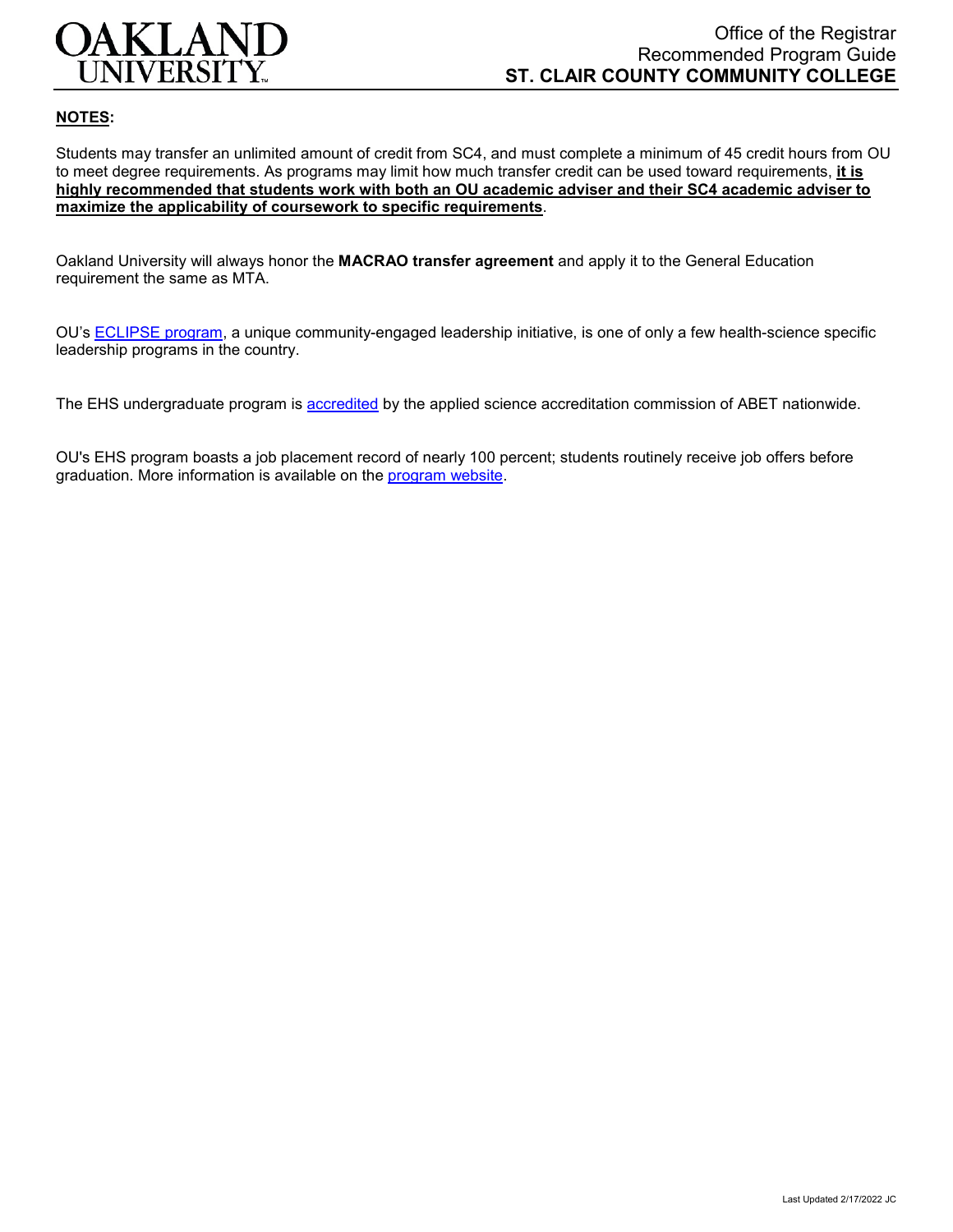**NOTES:**

Students may transfer an unlimited amount of credit from SC4, and must complete a minimum of 45 credit hours from OU to meet degree requirements. As programs may limit how much transfer credit can be used toward requirements, **it is highly recommended that students work with both an OU academic adviser and their SC4 academic adviser to maximize the applicability of coursework to specific requirements**.

Oakland University will always honor the **MACRAO transfer agreement** and apply it to the General Education requirement the same as MTA.

OU's ECLIPSE program, a unique community-engaged leadership initiative, is one of only a few health-science specific leadership programs in the country.

The EHS undergraduate program is accredited by the applied science accreditation commission of ABET nationwide.

OU's EHS program boasts a job placement record of nearly 100 percent; students routinely receive job offers before graduation. More information is available on the program website.

Last Updated 2/17/2022 JC